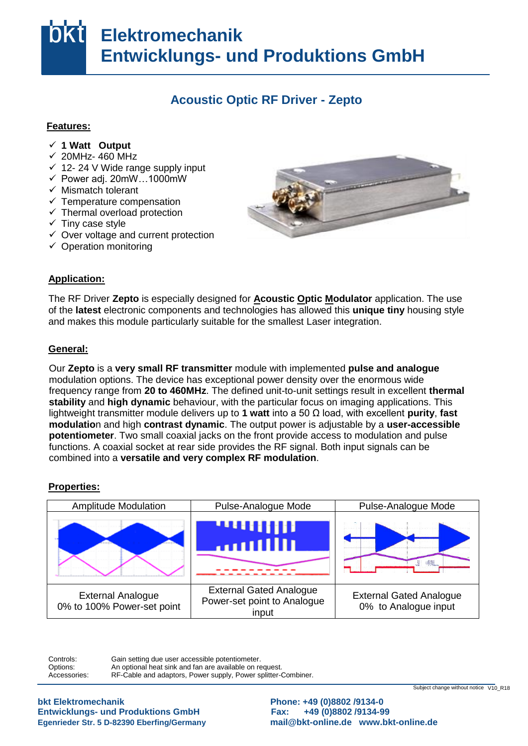# bkt Elektromechanik Entwicklungs- und Produktions GmbH

## Acoustic Optic RF Driver - Zepto

### Features:

- ✓ **1 Watt Output**
- ✓ 20MHz- 460 MHz
- ✓ 12- 24 V Wide range supply input
- ✓ Power adj. 20mW…1000mW
- ✓ Mismatch tolerant
- ✓ Temperature compensation
- ✓ Thermal overload protection
- ✓ Tiny case style
- ✓ Over voltage and current protection
- ✓ Operation monitoring

### Application:

The RF Driver **Zepto** is especially designed for **Acoustic Optic Modulator** application. The use of the **latest** electronic components and technologies has allowed this **unique tiny** housing style and makes this module particularly suitable for the smallest Laser integration.

### General:

Our **Zepto** is a **very small RF transmitter** module with implemented **pulse and analogue** modulation options. The device has exceptional power density over the enormous wide frequency range from **20 to 460MHz**. The defined unit-to-unit settings result in excellent **thermal stability** and **high dynamic** behaviour, with the particular focus on imaging applications. This lightweight transmitter module delivers up to **1 watt** into a 50 Ω load, with excellent **purity**, **fast modulatio**n and high **contrast dynamic**. The output power is adjustable by a **user-accessible potentiometer**. Two small coaxial jacks on the front provide access to modulation and pulse functions. A coaxial socket at rear side provides the RF signal. Both input signals can be combined into a **versatile and very complex RF modulation**.

### Properties:

| Amplitude Modulation | Pulse-Analogue Mode | Pulse-Analogue Mode |
|---|---|---|
| | | |
| External Analogue 0% to 100% Power-set point | External Gated Analogue Power-set point to Analogue input | External Gated Analogue 0% to Analogue input |

Controls: Gain setting due user accessible potentiometer.
Options: An optional heat sink and fan are available on request.
Accessories: RF-Cable and adaptors, Power supply, Power splitter-Combiner.

Subject change without notice V10_R18

**bkt Elektromechanik**
**Entwicklungs- und Produktions GmbH**
**Egenrieder Str. 5 D-82390 Eberfing/Germany**

**Phone: +49 (0)8802 /9134-0**
**Fax: +49 (0)8802 /9134-99**
**mail@bkt-online.de www.bkt-online.de**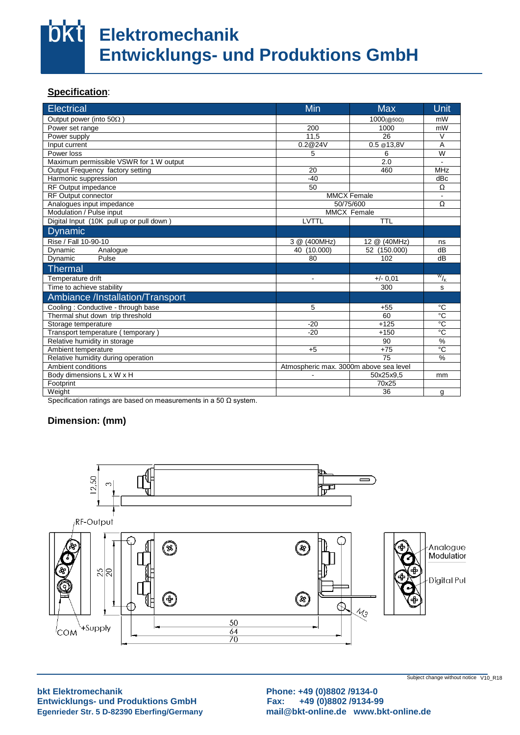# bkt Elektromechanik Entwicklungs- und Produktions GmbH

## Specification:

| Electrical | Min | Max | Unit |
|---|---|---|---|
| Output power (into 50Ω ) | | 1000(@50Ω) | mW |
| Power set range | 200 | 1000 | mW |
| Power supply | 11,5 | 26 | V |
| Input current | 0.2@24V | 0.5 @13,8V | A |
| Power loss | 5 | 6 | W |
| Maximum permissible VSWR for 1 W output | | 2.0 | - |
| Output Frequency factory setting | 20 | 460 | MHz |
| Harmonic suppression | -40 | | dBc |
| RF Output impedance | 50 | | Ω |
| RF Output connector | MMCX Female | | - |
| Analogues input impedance | 50/75/600 | | Ω |
| Modulation / Pulse input | MMCX Female | | |
| Digital Input (10K pull up or pull down ) | LVTTL | TTL | |
| **Dynamic** | | | |
| Rise / Fall 10-90-10 | 3 @ (400MHz) | 12 @ (40MHz) | ns |
| Dynamic Analogue | 40 (10.000) | 52 (150.000) | dB |
| Dynamic Pulse | 80 | 102 | dB |
| **Thermal** | | | |
| Temperature drift | - | +/- 0,01 | W/K |
| Time to achieve stability | | 300 | s |
| **Ambiance /Installation/Transport** | | | |
| Cooling : Conductive - through base | 5 | +55 | °C |
| Thermal shut down trip threshold | | 60 | °C |
| Storage temperature | -20 | +125 | °C |
| Transport temperature ( temporary ) | -20 | +150 | °C |
| Relative humidity in storage | | 90 | % |
| Ambient temperature | +5 | +75 | °C |
| Relative humidity during operation | | 75 | % |
| Ambient conditions | Atmospheric max. 3000m above sea level | | |
| Body dimensions L x W x H | - | 50x25x9,5 | mm |
| Footprint | | 70x25 | |
| Weight | | 36 | g |

Specification ratings are based on measurements in a 50 Ω system.

### Dimension: (mm)

12,50
3
RF-Output
25
20
COM
+Supply
50
64
70
M3
Analogue Modulation
Digital Pul

Subject change without notice V10_R18

**bkt Elektromechanik**
**Entwicklungs- und Produktions GmbH**
**Egenrieder Str. 5 D-82390 Eberfing/Germany**

**Phone: +49 (0)8802 /9134-0**
**Fax: +49 (0)8802 /9134-99**
**mail@bkt-online.de www.bkt-online.de**